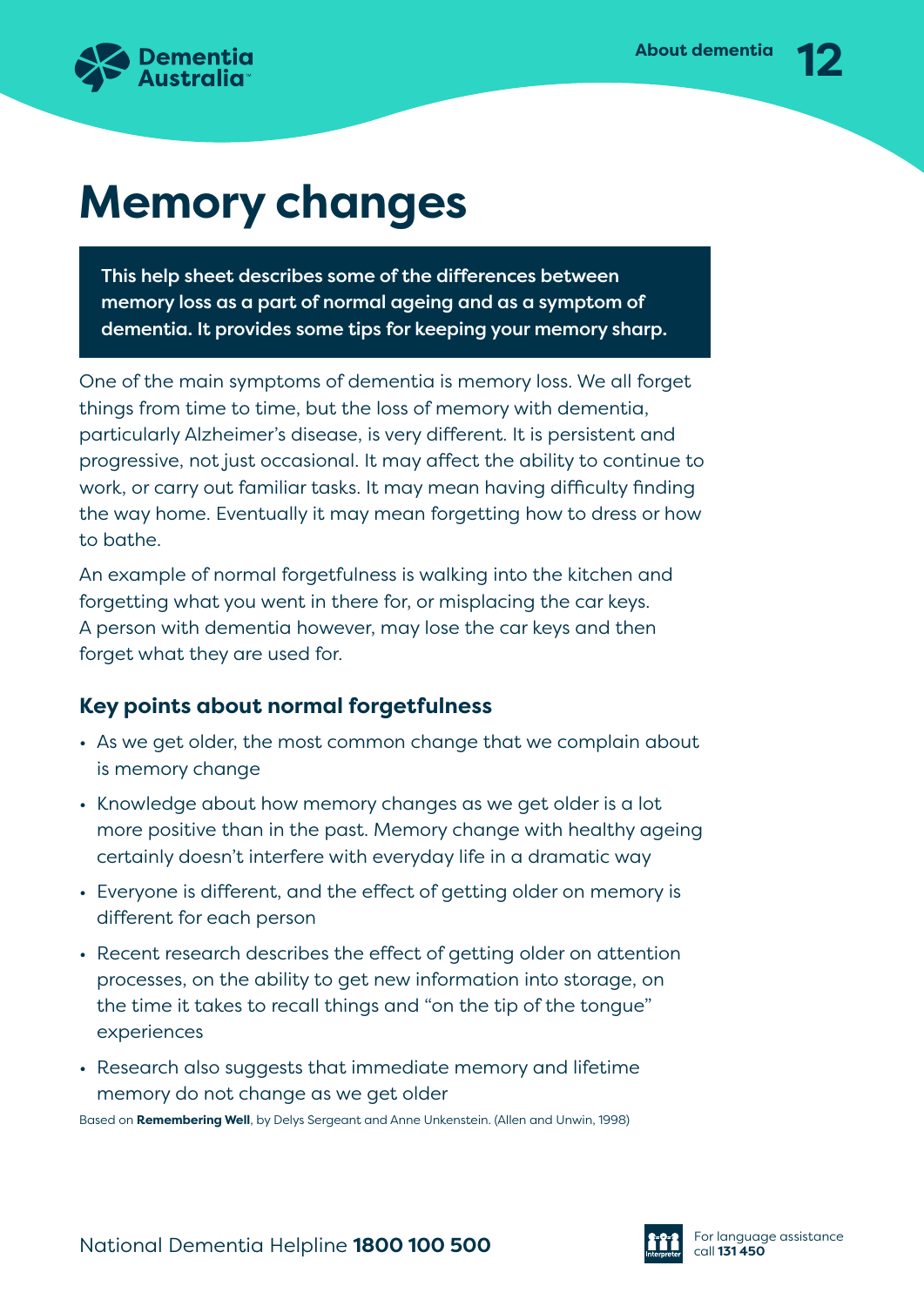# Memory changes

**This help sheet describes some of the differences between memory loss as a part of normal ageing and as a symptom of dementia. It provides some tips for keeping your memory sharp.**

One of the main symptoms of dementia is memory loss. We all forget things from time to time, but the loss of memory with dementia, particularly Alzheimer's disease, is very different. It is persistent and progressive, not just occasional. It may affect the ability to continue to work, or carry out familiar tasks. It may mean having difficulty finding the way home. Eventually it may mean forgetting how to dress or how to bathe.

An example of normal forgetfulness is walking into the kitchen and forgetting what you went in there for, or misplacing the car keys. A person with dementia however, may lose the car keys and then forget what they are used for.

## Key points about normal forgetfulness

- As we get older, the most common change that we complain about is memory change
- Knowledge about how memory changes as we get older is a lot more positive than in the past. Memory change with healthy ageing certainly doesn't interfere with everyday life in a dramatic way
- Everyone is different, and the effect of getting older on memory is different for each person
- Recent research describes the effect of getting older on attention processes, on the ability to get new information into storage, on the time it takes to recall things and "on the tip of the tongue" experiences
- Research also suggests that immediate memory and lifetime memory do not change as we get older

Based on **Remembering Well**, by Delys Sergeant and Anne Unkenstein. (Allen and Unwin, 1998)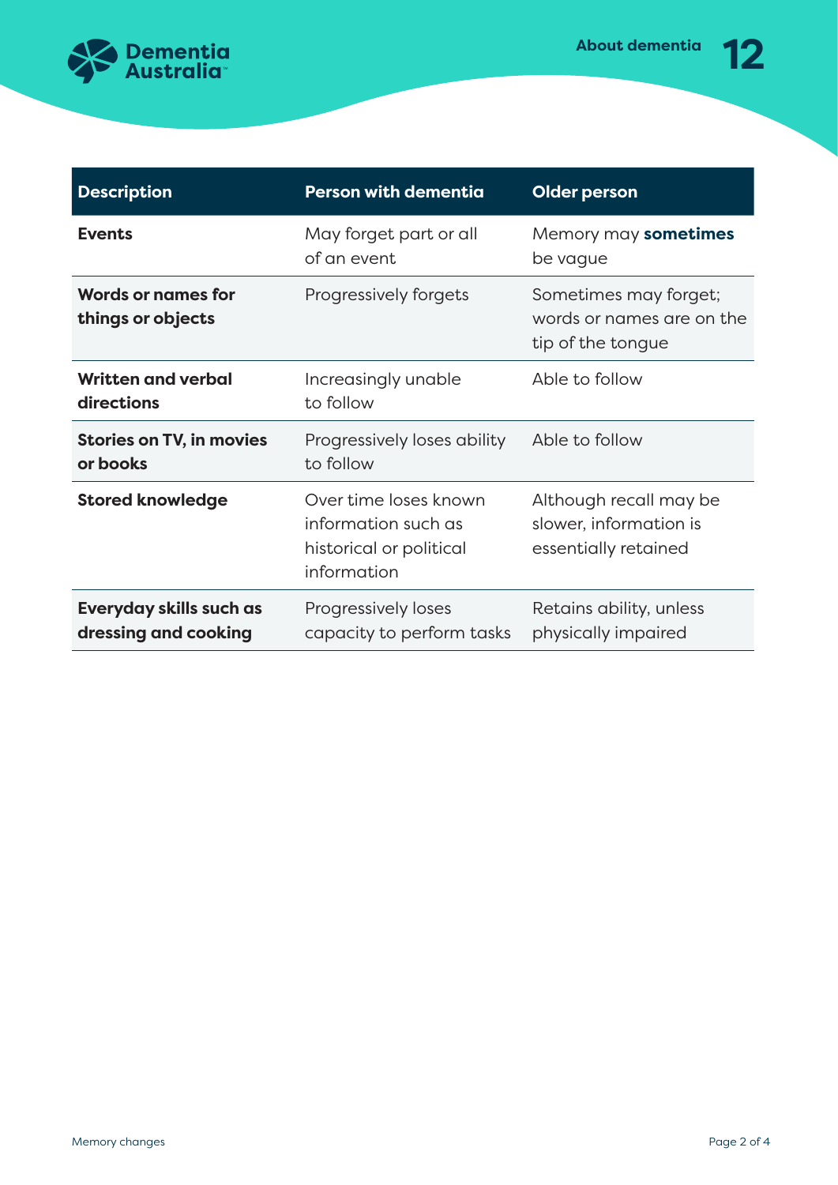| Description | Person with dementia | Older person |
|---|---|---|
| **Events** | May forget part or all of an event | Memory may **sometimes** be vague |
| **Words or names for things or objects** | Progressively forgets | Sometimes may forget; words or names are on the tip of the tongue |
| **Written and verbal directions** | Increasingly unable to follow | Able to follow |
| **Stories on TV, in movies or books** | Progressively loses ability to follow | Able to follow |
| **Stored knowledge** | Over time loses known information such as historical or political information | Although recall may be slower, information is essentially retained |
| **Everyday skills such as dressing and cooking** | Progressively loses capacity to perform tasks | Retains ability, unless physically impaired |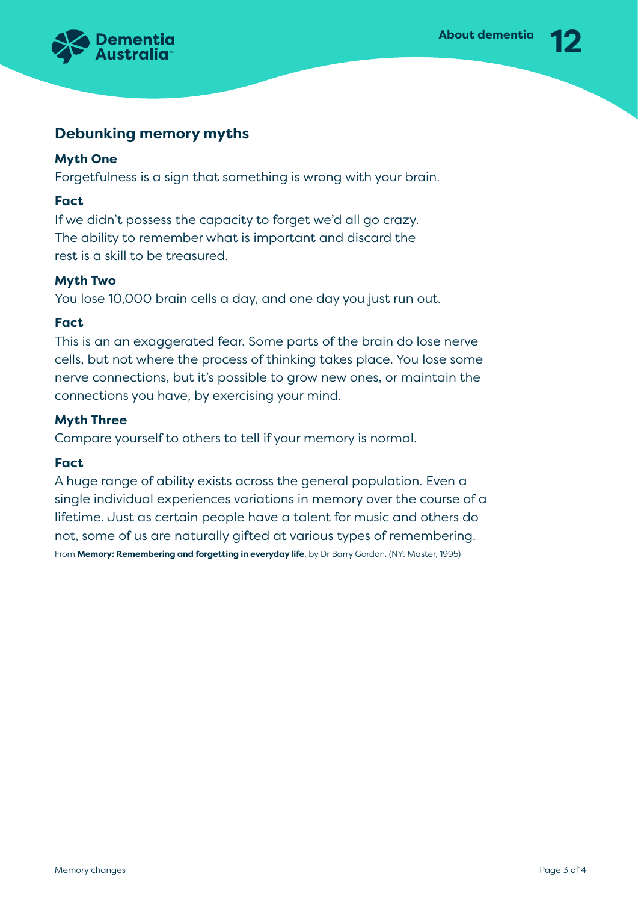## Debunking memory myths

**Myth One**

Forgetfulness is a sign that something is wrong with your brain.

**Fact**

If we didn't possess the capacity to forget we'd all go crazy. The ability to remember what is important and discard the rest is a skill to be treasured.

**Myth Two**

You lose 10,000 brain cells a day, and one day you just run out.

**Fact**

This is an an exaggerated fear. Some parts of the brain do lose nerve cells, but not where the process of thinking takes place. You lose some nerve connections, but it's possible to grow new ones, or maintain the connections you have, by exercising your mind.

**Myth Three**

Compare yourself to others to tell if your memory is normal.

**Fact**

A huge range of ability exists across the general population. Even a single individual experiences variations in memory over the course of a lifetime. Just as certain people have a talent for music and others do not, some of us are naturally gifted at various types of remembering.

From **Memory: Remembering and forgetting in everyday life**, by Dr Barry Gordon. (NY: Master, 1995)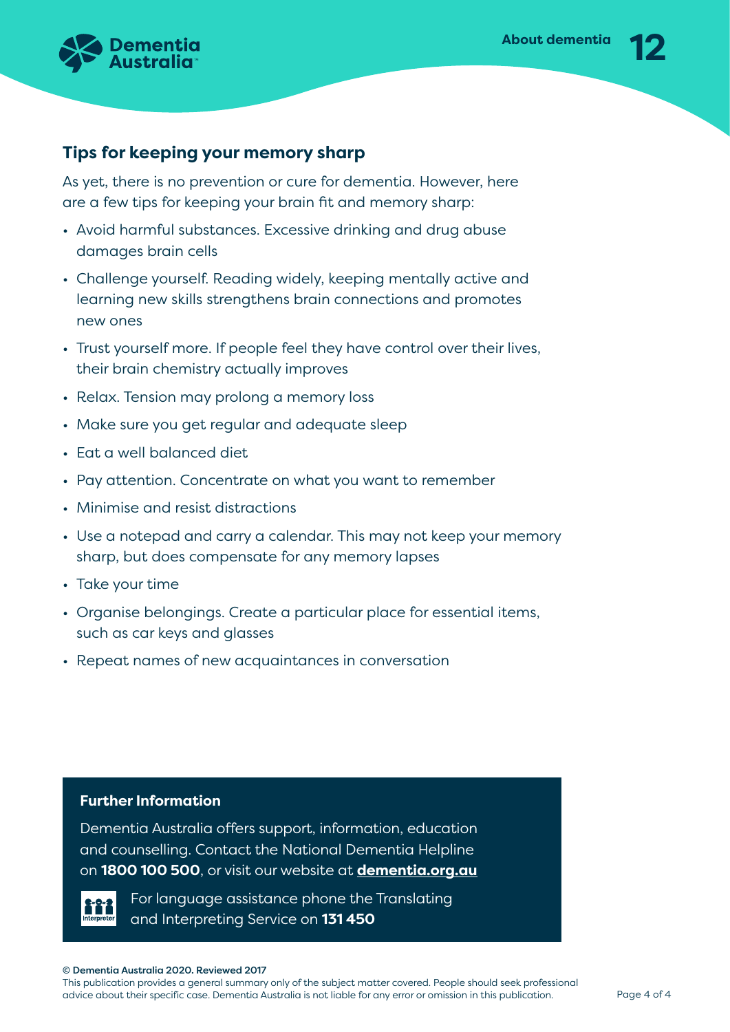## Tips for keeping your memory sharp

As yet, there is no prevention or cure for dementia. However, here are a few tips for keeping your brain fit and memory sharp:

- Avoid harmful substances. Excessive drinking and drug abuse damages brain cells
- Challenge yourself. Reading widely, keeping mentally active and learning new skills strengthens brain connections and promotes new ones
- Trust yourself more. If people feel they have control over their lives, their brain chemistry actually improves
- Relax. Tension may prolong a memory loss
- Make sure you get regular and adequate sleep
- Eat a well balanced diet
- Pay attention. Concentrate on what you want to remember
- Minimise and resist distractions
- Use a notepad and carry a calendar. This may not keep your memory sharp, but does compensate for any memory lapses
- Take your time
- Organise belongings. Create a particular place for essential items, such as car keys and glasses
- Repeat names of new acquaintances in conversation

**Further Information**

Dementia Australia offers support, information, education and counselling. Contact the National Dementia Helpline on **1800 100 500**, or visit our website at **dementia.org.au**

For language assistance phone the Translating and Interpreting Service on **131 450**

**© Dementia Australia 2020. Reviewed 2017**

This publication provides a general summary only of the subject matter covered. People should seek professional advice about their specific case. Dementia Australia is not liable for any error or omission in this publication.